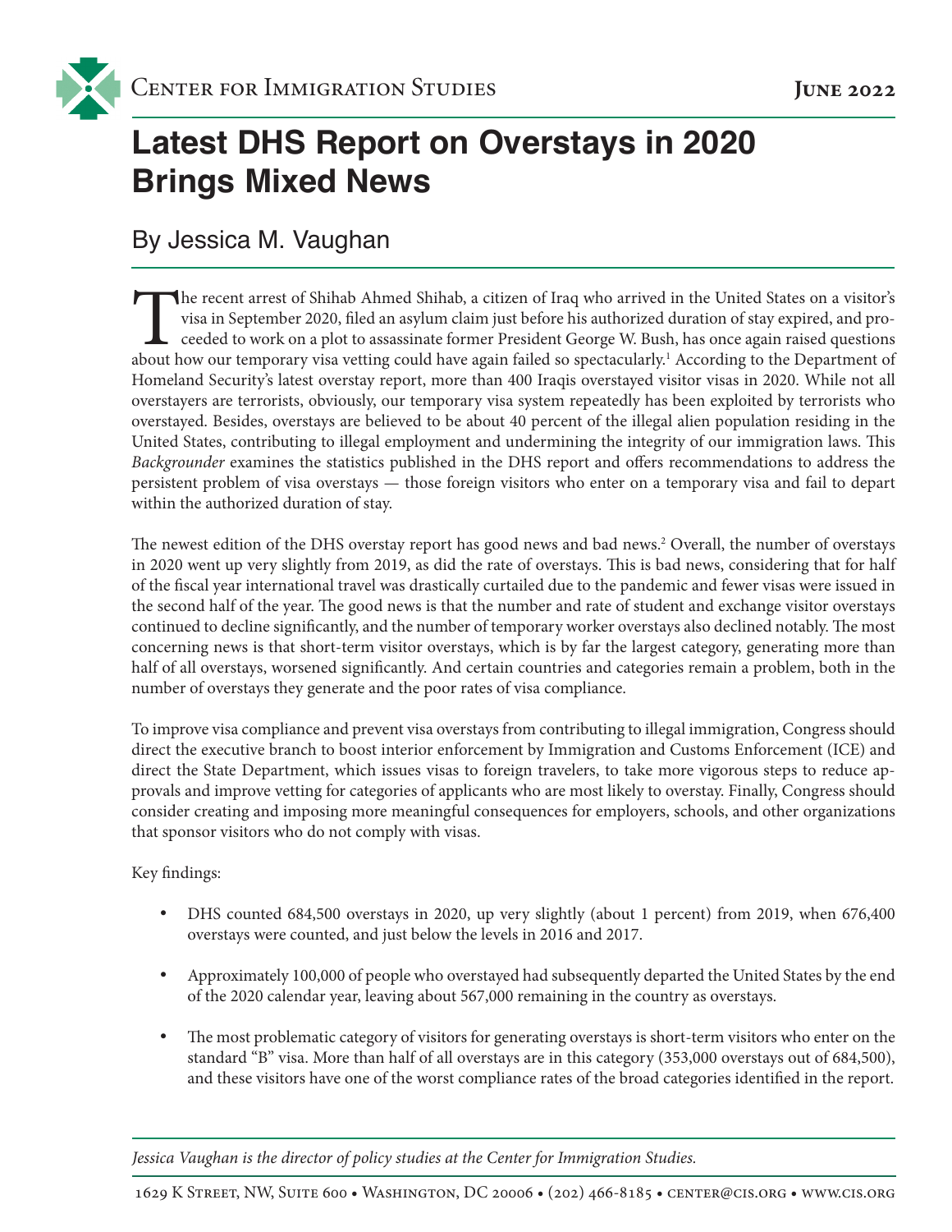Center for Immigration Studies

**June 2022**

# Latest DHS Report on Overstays in 2020 Brings Mixed News

## By Jessica M. Vaughan

The recent arrest of Shihab Ahmed Shihab, a citizen of Iraq who arrived in the United States on a visitor's visa in September 2020, filed an asylum claim just before his authorized duration of stay expired, and proceeded to work on a plot to assassinate former President George W. Bush, has once again raised questions about how our temporary visa vetting could have again failed so spectacularly.[1] According to the Department of Homeland Security's latest overstay report, more than 400 Iraqis overstayed visitor visas in 2020. While not all overstayers are terrorists, obviously, our temporary visa system repeatedly has been exploited by terrorists who overstayed. Besides, overstays are believed to be about 40 percent of the illegal alien population residing in the United States, contributing to illegal employment and undermining the integrity of our immigration laws. This *Backgrounder* examines the statistics published in the DHS report and offers recommendations to address the persistent problem of visa overstays — those foreign visitors who enter on a temporary visa and fail to depart within the authorized duration of stay.

The newest edition of the DHS overstay report has good news and bad news.[2] Overall, the number of overstays in 2020 went up very slightly from 2019, as did the rate of overstays. This is bad news, considering that for half of the fiscal year international travel was drastically curtailed due to the pandemic and fewer visas were issued in the second half of the year. The good news is that the number and rate of student and exchange visitor overstays continued to decline significantly, and the number of temporary worker overstays also declined notably. The most concerning news is that short-term visitor overstays, which is by far the largest category, generating more than half of all overstays, worsened significantly. And certain countries and categories remain a problem, both in the number of overstays they generate and the poor rates of visa compliance.

To improve visa compliance and prevent visa overstays from contributing to illegal immigration, Congress should direct the executive branch to boost interior enforcement by Immigration and Customs Enforcement (ICE) and direct the State Department, which issues visas to foreign travelers, to take more vigorous steps to reduce approvals and improve vetting for categories of applicants who are most likely to overstay. Finally, Congress should consider creating and imposing more meaningful consequences for employers, schools, and other organizations that sponsor visitors who do not comply with visas.

Key findings:

- DHS counted 684,500 overstays in 2020, up very slightly (about 1 percent) from 2019, when 676,400 overstays were counted, and just below the levels in 2016 and 2017.
- Approximately 100,000 of people who overstayed had subsequently departed the United States by the end of the 2020 calendar year, leaving about 567,000 remaining in the country as overstays.
- The most problematic category of visitors for generating overstays is short-term visitors who enter on the standard "B" visa. More than half of all overstays are in this category (353,000 overstays out of 684,500), and these visitors have one of the worst compliance rates of the broad categories identified in the report.

*Jessica Vaughan is the director of policy studies at the Center for Immigration Studies.*

1629 K Street, NW, Suite 600 • Washington, DC 20006 • (202) 466-8185 • center@cis.org • www.cis.org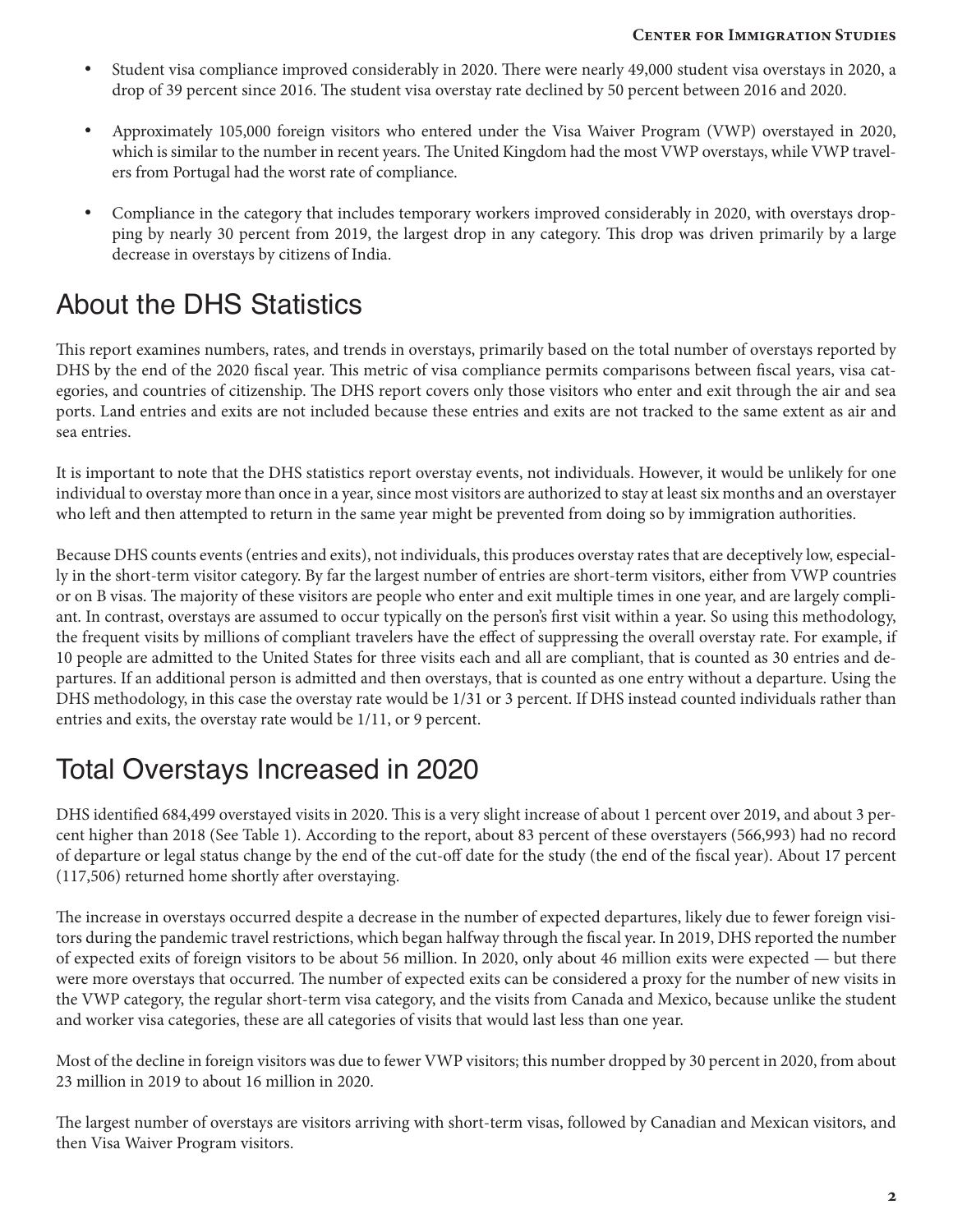- Student visa compliance improved considerably in 2020. There were nearly 49,000 student visa overstays in 2020, a drop of 39 percent since 2016. The student visa overstay rate declined by 50 percent between 2016 and 2020.

- Approximately 105,000 foreign visitors who entered under the Visa Waiver Program (VWP) overstayed in 2020, which is similar to the number in recent years. The United Kingdom had the most VWP overstays, while VWP travelers from Portugal had the worst rate of compliance.

- Compliance in the category that includes temporary workers improved considerably in 2020, with overstays dropping by nearly 30 percent from 2019, the largest drop in any category. This drop was driven primarily by a large decrease in overstays by citizens of India.

## About the DHS Statistics

This report examines numbers, rates, and trends in overstays, primarily based on the total number of overstays reported by DHS by the end of the 2020 fiscal year. This metric of visa compliance permits comparisons between fiscal years, visa categories, and countries of citizenship. The DHS report covers only those visitors who enter and exit through the air and sea ports. Land entries and exits are not included because these entries and exits are not tracked to the same extent as air and sea entries.

It is important to note that the DHS statistics report overstay events, not individuals. However, it would be unlikely for one individual to overstay more than once in a year, since most visitors are authorized to stay at least six months and an overstayer who left and then attempted to return in the same year might be prevented from doing so by immigration authorities.

Because DHS counts events (entries and exits), not individuals, this produces overstay rates that are deceptively low, especially in the short-term visitor category. By far the largest number of entries are short-term visitors, either from VWP countries or on B visas. The majority of these visitors are people who enter and exit multiple times in one year, and are largely compliant. In contrast, overstays are assumed to occur typically on the person's first visit within a year. So using this methodology, the frequent visits by millions of compliant travelers have the effect of suppressing the overall overstay rate. For example, if 10 people are admitted to the United States for three visits each and all are compliant, that is counted as 30 entries and departures. If an additional person is admitted and then overstays, that is counted as one entry without a departure. Using the DHS methodology, in this case the overstay rate would be 1/31 or 3 percent. If DHS instead counted individuals rather than entries and exits, the overstay rate would be 1/11, or 9 percent.

## Total Overstays Increased in 2020

DHS identified 684,499 overstayed visits in 2020. This is a very slight increase of about 1 percent over 2019, and about 3 percent higher than 2018 (See Table 1). According to the report, about 83 percent of these overstayers (566,993) had no record of departure or legal status change by the end of the cut-off date for the study (the end of the fiscal year). About 17 percent (117,506) returned home shortly after overstaying.

The increase in overstays occurred despite a decrease in the number of expected departures, likely due to fewer foreign visitors during the pandemic travel restrictions, which began halfway through the fiscal year. In 2019, DHS reported the number of expected exits of foreign visitors to be about 56 million. In 2020, only about 46 million exits were expected — but there were more overstays that occurred. The number of expected exits can be considered a proxy for the number of new visits in the VWP category, the regular short-term visa category, and the visits from Canada and Mexico, because unlike the student and worker visa categories, these are all categories of visits that would last less than one year.

Most of the decline in foreign visitors was due to fewer VWP visitors; this number dropped by 30 percent in 2020, from about 23 million in 2019 to about 16 million in 2020.

The largest number of overstays are visitors arriving with short-term visas, followed by Canadian and Mexican visitors, and then Visa Waiver Program visitors.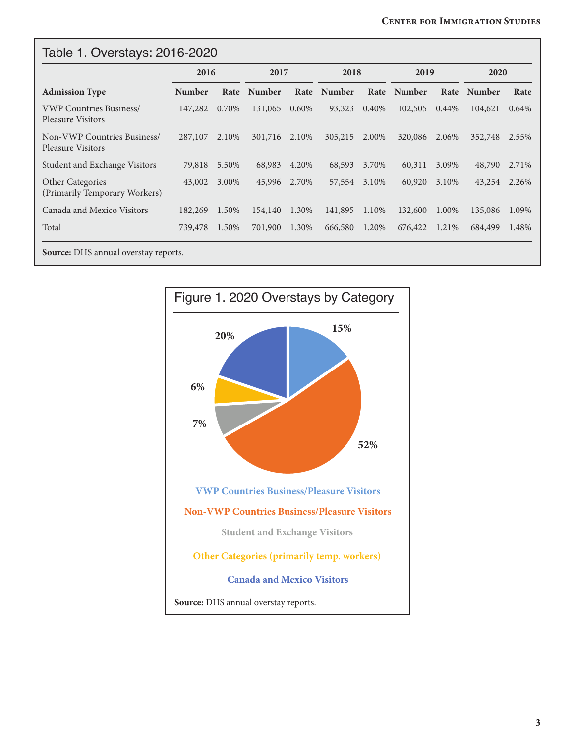## Table 1. Overstays: 2016-2020

| Admission Type | 2016 | | 2017 | | 2018 | | 2019 | | 2020 | |
|---|---|---|---|---|---|---|---|---|---|---|
| | Number | Rate | Number | Rate | Number | Rate | Number | Rate | Number | Rate |
| VWP Countries Business/ Pleasure Visitors | 147,282 | 0.70% | 131,065 | 0.60% | 93,323 | 0.40% | 102,505 | 0.44% | 104,621 | 0.64% |
| Non-VWP Countries Business/ Pleasure Visitors | 287,107 | 2.10% | 301,716 | 2.10% | 305,215 | 2.00% | 320,086 | 2.06% | 352,748 | 2.55% |
| Student and Exchange Visitors | 79,818 | 5.50% | 68,983 | 4.20% | 68,593 | 3.70% | 60,311 | 3.09% | 48,790 | 2.71% |
| Other Categories (Primarily Temporary Workers) | 43,002 | 3.00% | 45,996 | 2.70% | 57,554 | 3.10% | 60,920 | 3.10% | 43,254 | 2.26% |
| Canada and Mexico Visitors | 182,269 | 1.50% | 154,140 | 1.30% | 141,895 | 1.10% | 132,600 | 1.00% | 135,086 | 1.09% |
| Total | 739,478 | 1.50% | 701,900 | 1.30% | 666,580 | 1.20% | 676,422 | 1.21% | 684,499 | 1.48% |

**Source:** DHS annual overstay reports.

## Figure 1. 2020 Overstays by Category

- VWP Countries Business/Pleasure Visitors: 15%
- Non-VWP Countries Business/Pleasure Visitors: 52%
- Student and Exchange Visitors: 7%
- Other Categories (primarily temp. workers): 6%
- Canada and Mexico Visitors: 20%

**Source:** DHS annual overstay reports.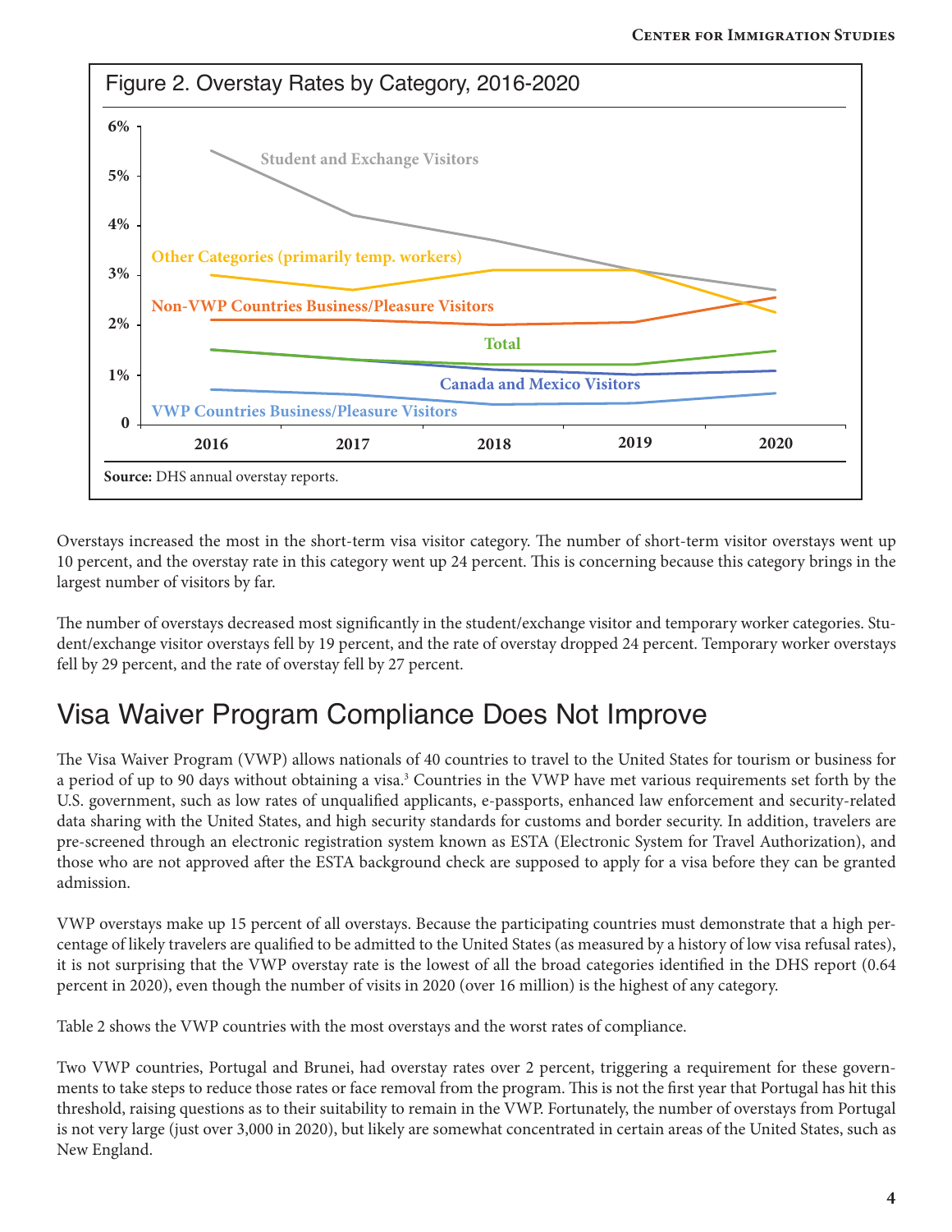Figure 2. Overstay Rates by Category, 2016-2020

**Source:** DHS annual overstay reports.

Overstays increased the most in the short-term visa visitor category. The number of short-term visitor overstays went up 10 percent, and the overstay rate in this category went up 24 percent. This is concerning because this category brings in the largest number of visitors by far.

The number of overstays decreased most significantly in the student/exchange visitor and temporary worker categories. Student/exchange visitor overstays fell by 19 percent, and the rate of overstay dropped 24 percent. Temporary worker overstays fell by 29 percent, and the rate of overstay fell by 27 percent.

## Visa Waiver Program Compliance Does Not Improve

The Visa Waiver Program (VWP) allows nationals of 40 countries to travel to the United States for tourism or business for a period of up to 90 days without obtaining a visa.[3] Countries in the VWP have met various requirements set forth by the U.S. government, such as low rates of unqualified applicants, e-passports, enhanced law enforcement and security-related data sharing with the United States, and high security standards for customs and border security. In addition, travelers are pre-screened through an electronic registration system known as ESTA (Electronic System for Travel Authorization), and those who are not approved after the ESTA background check are supposed to apply for a visa before they can be granted admission.

VWP overstays make up 15 percent of all overstays. Because the participating countries must demonstrate that a high percentage of likely travelers are qualified to be admitted to the United States (as measured by a history of low visa refusal rates), it is not surprising that the VWP overstay rate is the lowest of all the broad categories identified in the DHS report (0.64 percent in 2020), even though the number of visits in 2020 (over 16 million) is the highest of any category.

Table 2 shows the VWP countries with the most overstays and the worst rates of compliance.

Two VWP countries, Portugal and Brunei, had overstay rates over 2 percent, triggering a requirement for these governments to take steps to reduce those rates or face removal from the program. This is not the first year that Portugal has hit this threshold, raising questions as to their suitability to remain in the VWP. Fortunately, the number of overstays from Portugal is not very large (just over 3,000 in 2020), but likely are somewhat concentrated in certain areas of the United States, such as New England.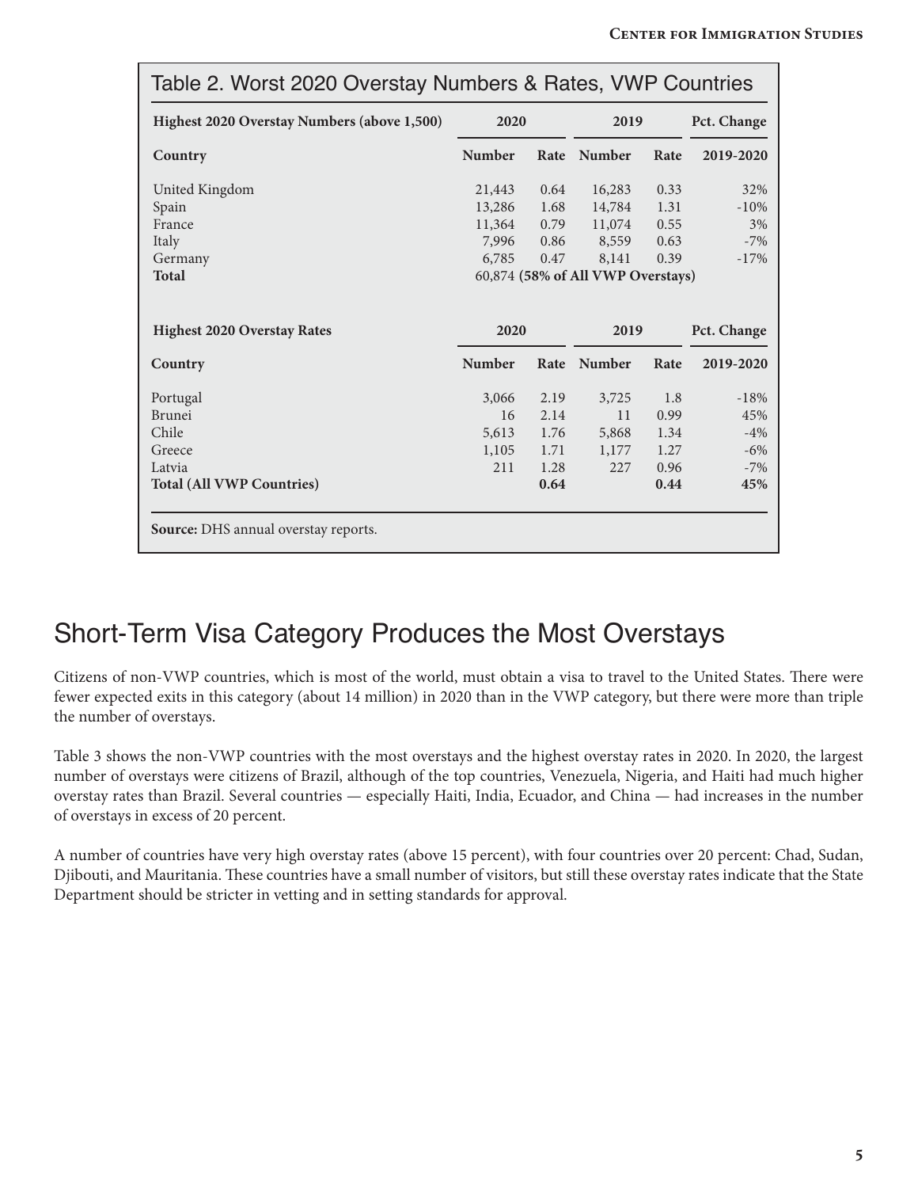Table 2. Worst 2020 Overstay Numbers & Rates, VWP Countries

| Highest 2020 Overstay Numbers (above 1,500) | 2020 | | 2019 | | Pct. Change |
|---|---|---|---|---|---|
| **Country** | **Number** | **Rate** | **Number** | **Rate** | **2019-2020** |
| United Kingdom | 21,443 | 0.64 | 16,283 | 0.33 | 32% |
| Spain | 13,286 | 1.68 | 14,784 | 1.31 | -10% |
| France | 11,364 | 0.79 | 11,074 | 0.55 | 3% |
| Italy | 7,996 | 0.86 | 8,559 | 0.63 | -7% |
| Germany | 6,785 | 0.47 | 8,141 | 0.39 | -17% |
| **Total** | 60,874 **(58% of All VWP Overstays)** | | | | |

| Highest 2020 Overstay Rates | 2020 | | 2019 | | Pct. Change |
|---|---|---|---|---|---|
| **Country** | **Number** | **Rate** | **Number** | **Rate** | **2019-2020** |
| Portugal | 3,066 | 2.19 | 3,725 | 1.8 | -18% |
| Brunei | 16 | 2.14 | 11 | 0.99 | 45% |
| Chile | 5,613 | 1.76 | 5,868 | 1.34 | -4% |
| Greece | 1,105 | 1.71 | 1,177 | 1.27 | -6% |
| Latvia | 211 | 1.28 | 227 | 0.96 | -7% |
| **Total (All VWP Countries)** | | **0.64** | | **0.44** | **45%** |

**Source:** DHS annual overstay reports.

## Short-Term Visa Category Produces the Most Overstays

Citizens of non-VWP countries, which is most of the world, must obtain a visa to travel to the United States. There were fewer expected exits in this category (about 14 million) in 2020 than in the VWP category, but there were more than triple the number of overstays.

Table 3 shows the non-VWP countries with the most overstays and the highest overstay rates in 2020. In 2020, the largest number of overstays were citizens of Brazil, although of the top countries, Venezuela, Nigeria, and Haiti had much higher overstay rates than Brazil. Several countries — especially Haiti, India, Ecuador, and China — had increases in the number of overstays in excess of 20 percent.

A number of countries have very high overstay rates (above 15 percent), with four countries over 20 percent: Chad, Sudan, Djibouti, and Mauritania. These countries have a small number of visitors, but still these overstay rates indicate that the State Department should be stricter in vetting and in setting standards for approval.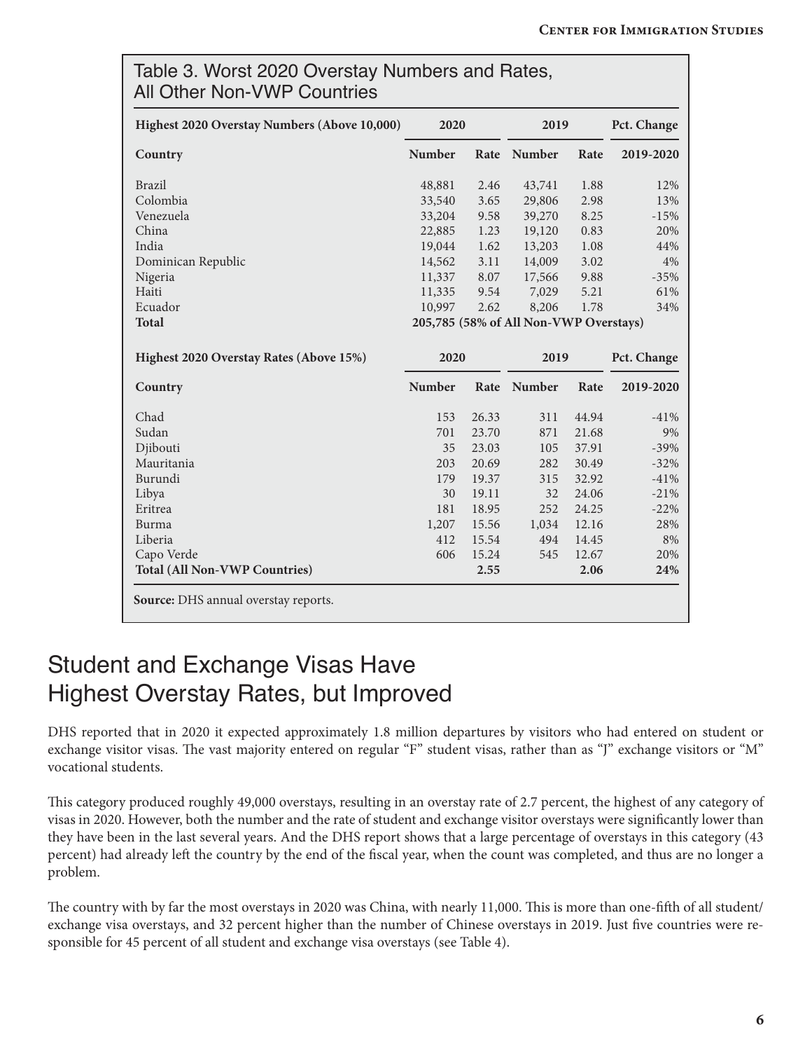## Table 3. Worst 2020 Overstay Numbers and Rates, All Other Non-VWP Countries

| Highest 2020 Overstay Numbers (Above 10,000) | 2020 | | 2019 | | Pct. Change |
|---|---|---|---|---|---|
| **Country** | **Number** | **Rate** | **Number** | **Rate** | **2019-2020** |
| Brazil | 48,881 | 2.46 | 43,741 | 1.88 | 12% |
| Colombia | 33,540 | 3.65 | 29,806 | 2.98 | 13% |
| Venezuela | 33,204 | 9.58 | 39,270 | 8.25 | -15% |
| China | 22,885 | 1.23 | 19,120 | 0.83 | 20% |
| India | 19,044 | 1.62 | 13,203 | 1.08 | 44% |
| Dominican Republic | 14,562 | 3.11 | 14,009 | 3.02 | 4% |
| Nigeria | 11,337 | 8.07 | 17,566 | 9.88 | -35% |
| Haiti | 11,335 | 9.54 | 7,029 | 5.21 | 61% |
| Ecuador | 10,997 | 2.62 | 8,206 | 1.78 | 34% |
| **Total** | **205,785 (58% of All Non-VWP Overstays)** | | | | |

| Highest 2020 Overstay Rates (Above 15%) | 2020 | | 2019 | | Pct. Change |
|---|---|---|---|---|---|
| **Country** | **Number** | **Rate** | **Number** | **Rate** | **2019-2020** |
| Chad | 153 | 26.33 | 311 | 44.94 | -41% |
| Sudan | 701 | 23.70 | 871 | 21.68 | 9% |
| Djibouti | 35 | 23.03 | 105 | 37.91 | -39% |
| Mauritania | 203 | 20.69 | 282 | 30.49 | -32% |
| Burundi | 179 | 19.37 | 315 | 32.92 | -41% |
| Libya | 30 | 19.11 | 32 | 24.06 | -21% |
| Eritrea | 181 | 18.95 | 252 | 24.25 | -22% |
| Burma | 1,207 | 15.56 | 1,034 | 12.16 | 28% |
| Liberia | 412 | 15.54 | 494 | 14.45 | 8% |
| Capo Verde | 606 | 15.24 | 545 | 12.67 | 20% |
| **Total (All Non-VWP Countries)** | | **2.55** | | **2.06** | **24%** |

**Source:** DHS annual overstay reports.

# Student and Exchange Visas Have Highest Overstay Rates, but Improved

DHS reported that in 2020 it expected approximately 1.8 million departures by visitors who had entered on student or exchange visitor visas. The vast majority entered on regular "F" student visas, rather than as "J" exchange visitors or "M" vocational students.

This category produced roughly 49,000 overstays, resulting in an overstay rate of 2.7 percent, the highest of any category of visas in 2020. However, both the number and the rate of student and exchange visitor overstays were significantly lower than they have been in the last several years. And the DHS report shows that a large percentage of overstays in this category (43 percent) had already left the country by the end of the fiscal year, when the count was completed, and thus are no longer a problem.

The country with by far the most overstays in 2020 was China, with nearly 11,000. This is more than one-fifth of all student/exchange visa overstays, and 32 percent higher than the number of Chinese overstays in 2019. Just five countries were responsible for 45 percent of all student and exchange visa overstays (see Table 4).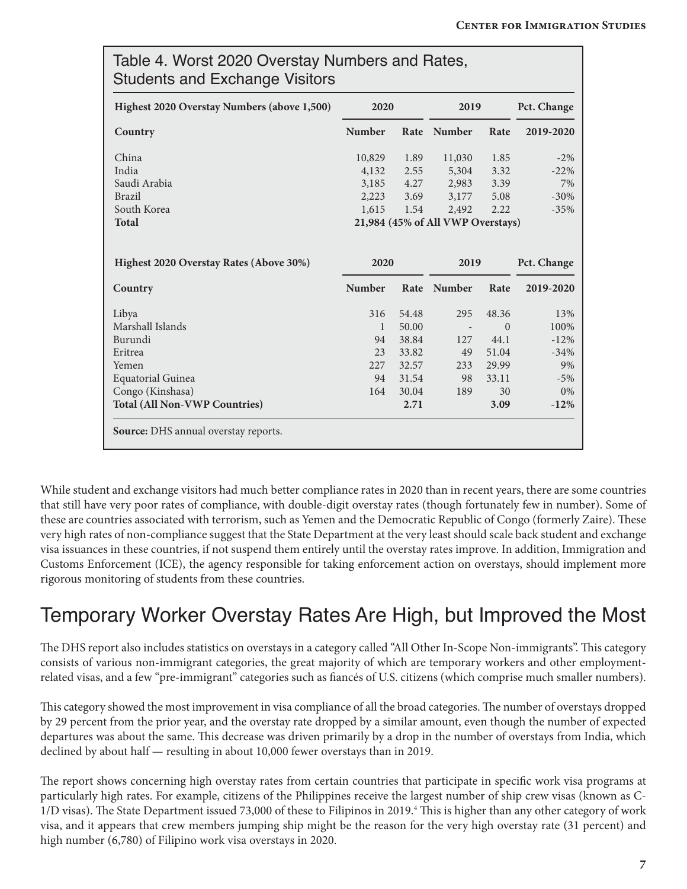## Table 4. Worst 2020 Overstay Numbers and Rates, Students and Exchange Visitors

| **Highest 2020 Overstay Numbers (above 1,500)** | **2020** | | **2019** | | **Pct. Change** |
|---|---|---|---|---|---|
| **Country** | **Number** | **Rate** | **Number** | **Rate** | **2019-2020** |
| China | 10,829 | 1.89 | 11,030 | 1.85 | -2% |
| India | 4,132 | 2.55 | 5,304 | 3.32 | -22% |
| Saudi Arabia | 3,185 | 4.27 | 2,983 | 3.39 | 7% |
| Brazil | 2,223 | 3.69 | 3,177 | 5.08 | -30% |
| South Korea | 1,615 | 1.54 | 2,492 | 2.22 | -35% |
| **Total** | **21,984 (45% of All VWP Overstays)** | | | | |

| **Highest 2020 Overstay Rates (Above 30%)** | **2020** | | **2019** | | **Pct. Change** |
|---|---|---|---|---|---|
| **Country** | **Number** | **Rate** | **Number** | **Rate** | **2019-2020** |
| Libya | 316 | 54.48 | 295 | 48.36 | 13% |
| Marshall Islands | 1 | 50.00 | - | 0 | 100% |
| Burundi | 94 | 38.84 | 127 | 44.1 | -12% |
| Eritrea | 23 | 33.82 | 49 | 51.04 | -34% |
| Yemen | 227 | 32.57 | 233 | 29.99 | 9% |
| Equatorial Guinea | 94 | 31.54 | 98 | 33.11 | -5% |
| Congo (Kinshasa) | 164 | 30.04 | 189 | 30 | 0% |
| **Total (All Non-VWP Countries)** | | **2.71** | | **3.09** | **-12%** |

**Source:** DHS annual overstay reports.

While student and exchange visitors had much better compliance rates in 2020 than in recent years, there are some countries that still have very poor rates of compliance, with double-digit overstay rates (though fortunately few in number). Some of these are countries associated with terrorism, such as Yemen and the Democratic Republic of Congo (formerly Zaire). These very high rates of non-compliance suggest that the State Department at the very least should scale back student and exchange visa issuances in these countries, if not suspend them entirely until the overstay rates improve. In addition, Immigration and Customs Enforcement (ICE), the agency responsible for taking enforcement action on overstays, should implement more rigorous monitoring of students from these countries.

## Temporary Worker Overstay Rates Are High, but Improved the Most

The DHS report also includes statistics on overstays in a category called "All Other In-Scope Non-immigrants". This category consists of various non-immigrant categories, the great majority of which are temporary workers and other employment-related visas, and a few "pre-immigrant" categories such as fiancés of U.S. citizens (which comprise much smaller numbers).

This category showed the most improvement in visa compliance of all the broad categories. The number of overstays dropped by 29 percent from the prior year, and the overstay rate dropped by a similar amount, even though the number of expected departures was about the same. This decrease was driven primarily by a drop in the number of overstays from India, which declined by about half — resulting in about 10,000 fewer overstays than in 2019.

The report shows concerning high overstay rates from certain countries that participate in specific work visa programs at particularly high rates. For example, citizens of the Philippines receive the largest number of ship crew visas (known as C-1/D visas). The State Department issued 73,000 of these to Filipinos in 2019.[4] This is higher than any other category of work visa, and it appears that crew members jumping ship might be the reason for the very high overstay rate (31 percent) and high number (6,780) of Filipino work visa overstays in 2020.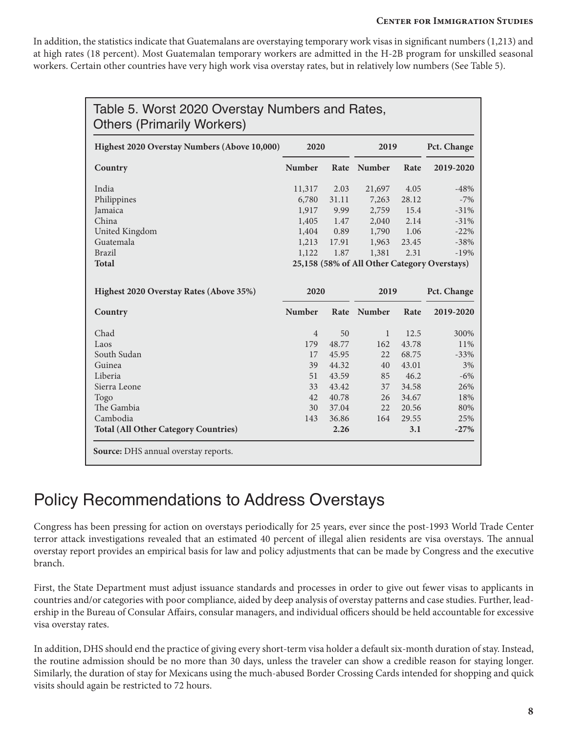In addition, the statistics indicate that Guatemalans are overstaying temporary work visas in significant numbers (1,213) and at high rates (18 percent). Most Guatemalan temporary workers are admitted in the H-2B program for unskilled seasonal workers. Certain other countries have very high work visa overstay rates, but in relatively low numbers (See Table 5).

Table 5. Worst 2020 Overstay Numbers and Rates, Others (Primarily Workers)

| **Highest 2020 Overstay Numbers (Above 10,000)** | **2020** | | **2019** | | **Pct. Change** |
|---|---|---|---|---|---|
| **Country** | **Number** | **Rate** | **Number** | **Rate** | **2019-2020** |
| India | 11,317 | 2.03 | 21,697 | 4.05 | -48% |
| Philippines | 6,780 | 31.11 | 7,263 | 28.12 | -7% |
| Jamaica | 1,917 | 9.99 | 2,759 | 15.4 | -31% |
| China | 1,405 | 1.47 | 2,040 | 2.14 | -31% |
| United Kingdom | 1,404 | 0.89 | 1,790 | 1.06 | -22% |
| Guatemala | 1,213 | 17.91 | 1,963 | 23.45 | -38% |
| Brazil | 1,122 | 1.87 | 1,381 | 2.31 | -19% |
| **Total** | **25,158 (58% of All Other Category Overstays)** | | | | |

| **Highest 2020 Overstay Rates (Above 35%)** | **2020** | | **2019** | | **Pct. Change** |
|---|---|---|---|---|---|
| **Country** | **Number** | **Rate** | **Number** | **Rate** | **2019-2020** |
| Chad | 4 | 50 | 1 | 12.5 | 300% |
| Laos | 179 | 48.77 | 162 | 43.78 | 11% |
| South Sudan | 17 | 45.95 | 22 | 68.75 | -33% |
| Guinea | 39 | 44.32 | 40 | 43.01 | 3% |
| Liberia | 51 | 43.59 | 85 | 46.2 | -6% |
| Sierra Leone | 33 | 43.42 | 37 | 34.58 | 26% |
| Togo | 42 | 40.78 | 26 | 34.67 | 18% |
| The Gambia | 30 | 37.04 | 22 | 20.56 | 80% |
| Cambodia | 143 | 36.86 | 164 | 29.55 | 25% |
| **Total (All Other Category Countries)** | | **2.26** | | **3.1** | **-27%** |

**Source:** DHS annual overstay reports.

## Policy Recommendations to Address Overstays

Congress has been pressing for action on overstays periodically for 25 years, ever since the post-1993 World Trade Center terror attack investigations revealed that an estimated 40 percent of illegal alien residents are visa overstays. The annual overstay report provides an empirical basis for law and policy adjustments that can be made by Congress and the executive branch.

First, the State Department must adjust issuance standards and processes in order to give out fewer visas to applicants in countries and/or categories with poor compliance, aided by deep analysis of overstay patterns and case studies. Further, leadership in the Bureau of Consular Affairs, consular managers, and individual officers should be held accountable for excessive visa overstay rates.

In addition, DHS should end the practice of giving every short-term visa holder a default six-month duration of stay. Instead, the routine admission should be no more than 30 days, unless the traveler can show a credible reason for staying longer. Similarly, the duration of stay for Mexicans using the much-abused Border Crossing Cards intended for shopping and quick visits should again be restricted to 72 hours.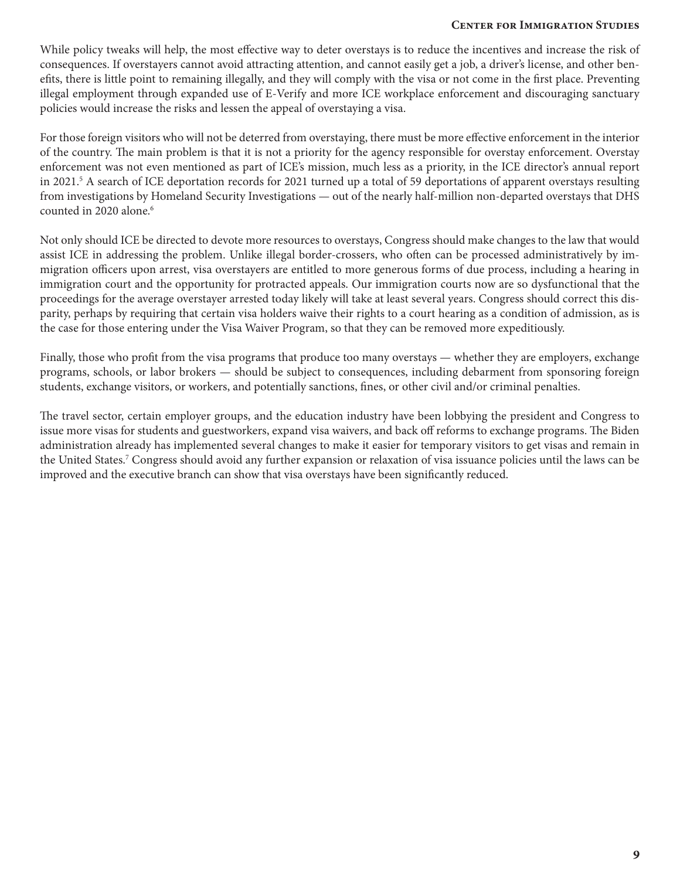While policy tweaks will help, the most effective way to deter overstays is to reduce the incentives and increase the risk of consequences. If overstayers cannot avoid attracting attention, and cannot easily get a job, a driver's license, and other benefits, there is little point to remaining illegally, and they will comply with the visa or not come in the first place. Preventing illegal employment through expanded use of E-Verify and more ICE workplace enforcement and discouraging sanctuary policies would increase the risks and lessen the appeal of overstaying a visa.

For those foreign visitors who will not be deterred from overstaying, there must be more effective enforcement in the interior of the country. The main problem is that it is not a priority for the agency responsible for overstay enforcement. Overstay enforcement was not even mentioned as part of ICE's mission, much less as a priority, in the ICE director's annual report in 2021.[5] A search of ICE deportation records for 2021 turned up a total of 59 deportations of apparent overstays resulting from investigations by Homeland Security Investigations — out of the nearly half-million non-departed overstays that DHS counted in 2020 alone.[6]

Not only should ICE be directed to devote more resources to overstays, Congress should make changes to the law that would assist ICE in addressing the problem. Unlike illegal border-crossers, who often can be processed administratively by immigration officers upon arrest, visa overstayers are entitled to more generous forms of due process, including a hearing in immigration court and the opportunity for protracted appeals. Our immigration courts now are so dysfunctional that the proceedings for the average overstayer arrested today likely will take at least several years. Congress should correct this disparity, perhaps by requiring that certain visa holders waive their rights to a court hearing as a condition of admission, as is the case for those entering under the Visa Waiver Program, so that they can be removed more expeditiously.

Finally, those who profit from the visa programs that produce too many overstays — whether they are employers, exchange programs, schools, or labor brokers — should be subject to consequences, including debarment from sponsoring foreign students, exchange visitors, or workers, and potentially sanctions, fines, or other civil and/or criminal penalties.

The travel sector, certain employer groups, and the education industry have been lobbying the president and Congress to issue more visas for students and guestworkers, expand visa waivers, and back off reforms to exchange programs. The Biden administration already has implemented several changes to make it easier for temporary visitors to get visas and remain in the United States.[7] Congress should avoid any further expansion or relaxation of visa issuance policies until the laws can be improved and the executive branch can show that visa overstays have been significantly reduced.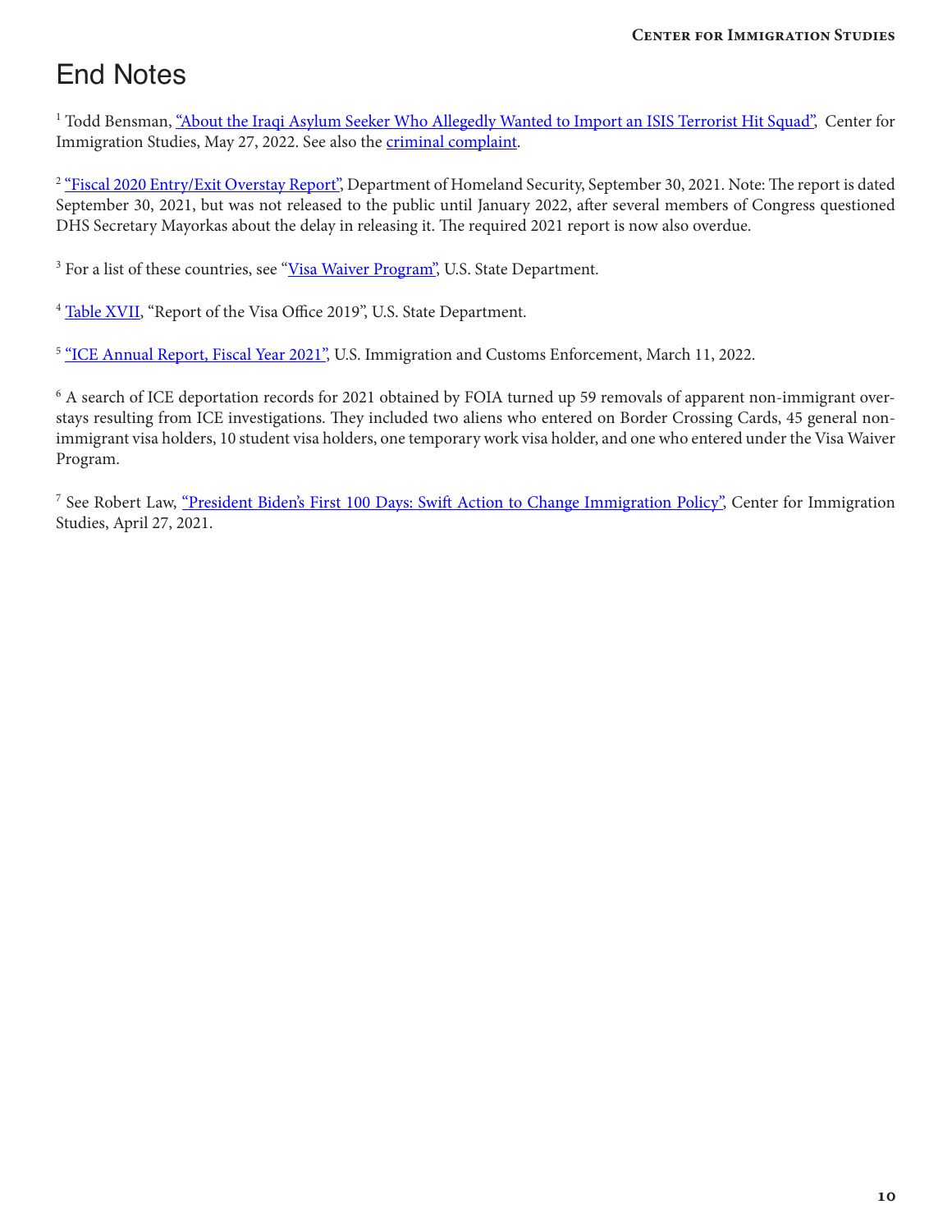# End Notes

[1] Todd Bensman, "About the Iraqi Asylum Seeker Who Allegedly Wanted to Import an ISIS Terrorist Hit Squad", Center for Immigration Studies, May 27, 2022. See also the criminal complaint.

[2] "Fiscal 2020 Entry/Exit Overstay Report", Department of Homeland Security, September 30, 2021. Note: The report is dated September 30, 2021, but was not released to the public until January 2022, after several members of Congress questioned DHS Secretary Mayorkas about the delay in releasing it. The required 2021 report is now also overdue.

[3] For a list of these countries, see "Visa Waiver Program", U.S. State Department.

[4] Table XVII, "Report of the Visa Office 2019", U.S. State Department.

[5] "ICE Annual Report, Fiscal Year 2021", U.S. Immigration and Customs Enforcement, March 11, 2022.

[6] A search of ICE deportation records for 2021 obtained by FOIA turned up 59 removals of apparent non-immigrant overstays resulting from ICE investigations. They included two aliens who entered on Border Crossing Cards, 45 general non-immigrant visa holders, 10 student visa holders, one temporary work visa holder, and one who entered under the Visa Waiver Program.

[7] See Robert Law, "President Biden's First 100 Days: Swift Action to Change Immigration Policy", Center for Immigration Studies, April 27, 2021.